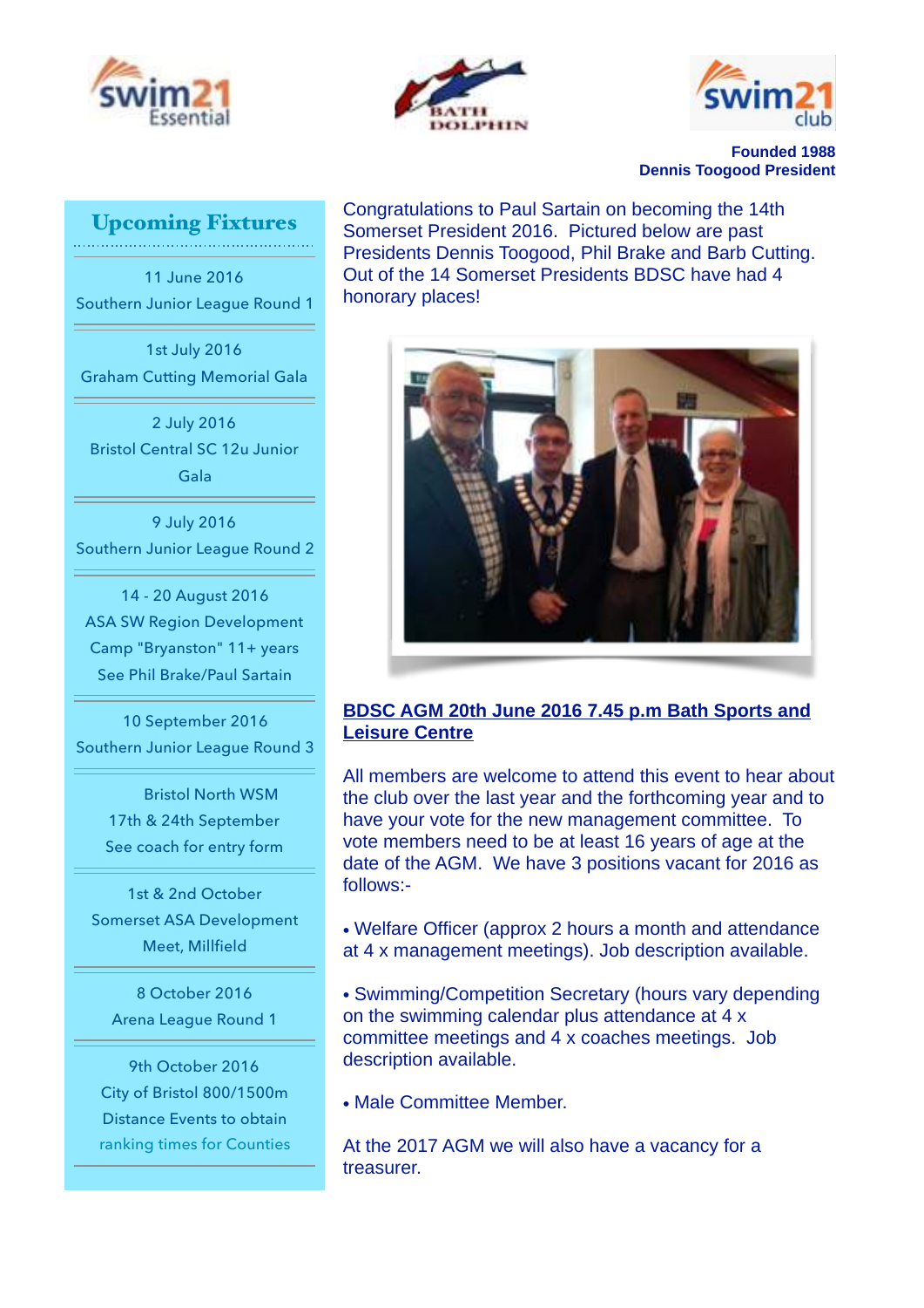**Founded 1988**
**Dennis Toogood President**

## Upcoming Fixtures

11 June 2016
Southern Junior League Round 1

1st July 2016
Graham Cutting Memorial Gala

2 July 2016
Bristol Central SC 12u Junior Gala

9 July 2016
Southern Junior League Round 2

14 - 20 August 2016
ASA SW Region Development Camp "Bryanston" 11+ years
See Phil Brake/Paul Sartain

10 September 2016
Southern Junior League Round 3

Bristol North WSM
17th & 24th September
See coach for entry form

1st & 2nd October
Somerset ASA Development Meet, Millfield

8 October 2016
Arena League Round 1

9th October 2016
City of Bristol 800/1500m Distance Events to obtain ranking times for Counties

---

Congratulations to Paul Sartain on becoming the 14th Somerset President 2016. Pictured below are past Presidents Dennis Toogood, Phil Brake and Barb Cutting. Out of the 14 Somerset Presidents BDSC have had 4 honorary places!

## BDSC AGM 20th June 2016 7.45 p.m Bath Sports and Leisure Centre

All members are welcome to attend this event to hear about the club over the last year and the forthcoming year and to have your vote for the new management committee. To vote members need to be at least 16 years of age at the date of the AGM. We have 3 positions vacant for 2016 as follows:-

- Welfare Officer (approx 2 hours a month and attendance at 4 x management meetings). Job description available.
- Swimming/Competition Secretary (hours vary depending on the swimming calendar plus attendance at 4 x committee meetings and 4 x coaches meetings. Job description available.
- Male Committee Member.

At the 2017 AGM we will also have a vacancy for a treasurer.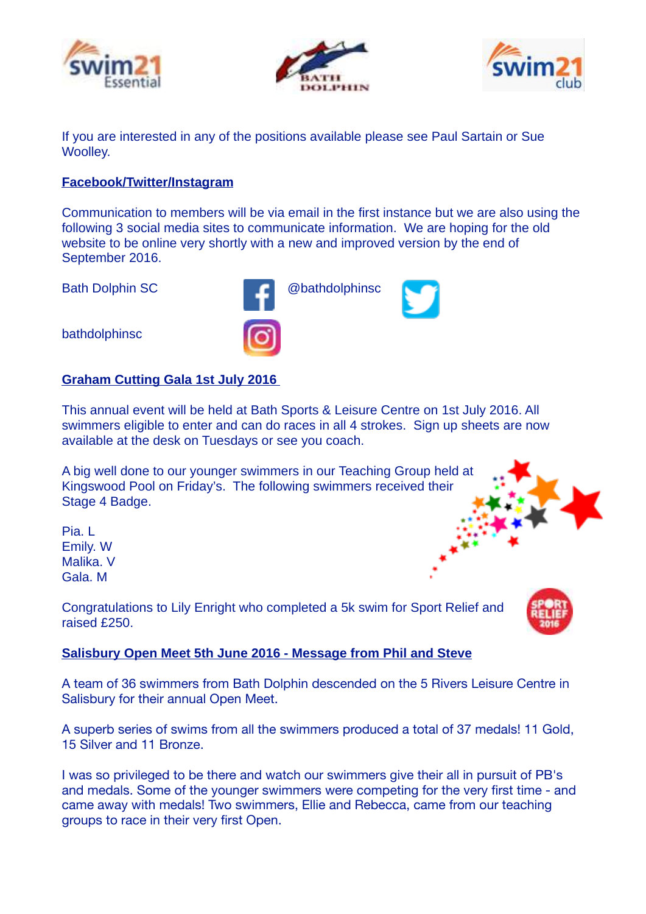If you are interested in any of the positions available please see Paul Sartain or Sue Woolley.

**Facebook/Twitter/Instagram**

Communication to members will be via email in the first instance but we are also using the following 3 social media sites to communicate information. We are hoping for the old website to be online very shortly with a new and improved version by the end of September 2016.

Bath Dolphin SC

@bathdolphinsc

bathdolphinsc

**Graham Cutting Gala 1st July 2016**

This annual event will be held at Bath Sports & Leisure Centre on 1st July 2016. All swimmers eligible to enter and can do races in all 4 strokes. Sign up sheets are now available at the desk on Tuesdays or see you coach.

A big well done to our younger swimmers in our Teaching Group held at Kingswood Pool on Friday's. The following swimmers received their Stage 4 Badge.

Pia. L
Emily. W
Malika. V
Gala. M

Congratulations to Lily Enright who completed a 5k swim for Sport Relief and raised £250.

**Salisbury Open Meet 5th June 2016 - Message from Phil and Steve**

A team of 36 swimmers from Bath Dolphin descended on the 5 Rivers Leisure Centre in Salisbury for their annual Open Meet.

A superb series of swims from all the swimmers produced a total of 37 medals! 11 Gold, 15 Silver and 11 Bronze.

I was so privileged to be there and watch our swimmers give their all in pursuit of PB's and medals. Some of the younger swimmers were competing for the very first time - and came away with medals! Two swimmers, Ellie and Rebecca, came from our teaching groups to race in their very first Open.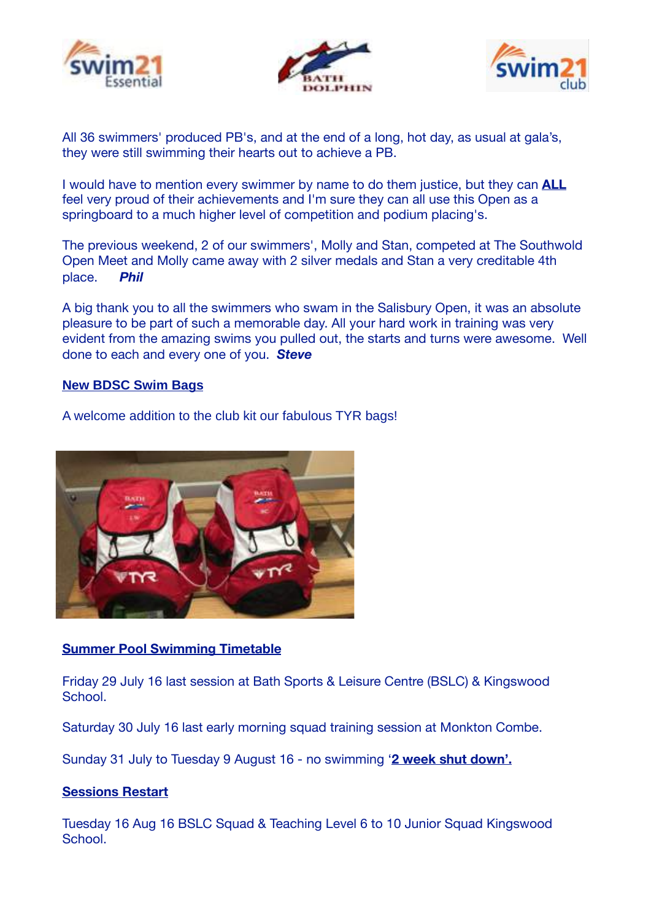All 36 swimmers' produced PB's, and at the end of a long, hot day, as usual at gala's, they were still swimming their hearts out to achieve a PB.

I would have to mention every swimmer by name to do them justice, but they can **ALL** feel very proud of their achievements and I'm sure they can all use this Open as a springboard to a much higher level of competition and podium placing's.

The previous weekend, 2 of our swimmers', Molly and Stan, competed at The Southwold Open Meet and Molly came away with 2 silver medals and Stan a very creditable 4th place. ***Phil***

A big thank you to all the swimmers who swam in the Salisbury Open, it was an absolute pleasure to be part of such a memorable day. All your hard work in training was very evident from the amazing swims you pulled out, the starts and turns were awesome. Well done to each and every one of you. ***Steve***

**New BDSC Swim Bags**

A welcome addition to the club kit our fabulous TYR bags!

**Summer Pool Swimming Timetable**

Friday 29 July 16 last session at Bath Sports & Leisure Centre (BSLC) & Kingswood School.

Saturday 30 July 16 last early morning squad training session at Monkton Combe.

Sunday 31 July to Tuesday 9 August 16 - no swimming '**2 week shut down'.**

**Sessions Restart**

Tuesday 16 Aug 16 BSLC Squad & Teaching Level 6 to 10 Junior Squad Kingswood School.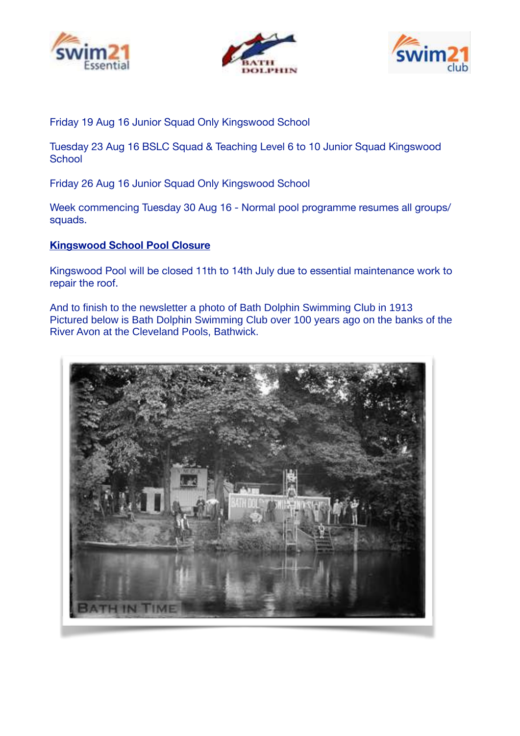Friday 19 Aug 16 Junior Squad Only Kingswood School

Tuesday 23 Aug 16 BSLC Squad & Teaching Level 6 to 10 Junior Squad Kingswood School

Friday 26 Aug 16 Junior Squad Only Kingswood School

Week commencing Tuesday 30 Aug 16 - Normal pool programme resumes all groups/ squads.

**Kingswood School Pool Closure**

Kingswood Pool will be closed 11th to 14th July due to essential maintenance work to repair the roof.

And to finish to the newsletter a photo of Bath Dolphin Swimming Club in 1913 Pictured below is Bath Dolphin Swimming Club over 100 years ago on the banks of the River Avon at the Cleveland Pools, Bathwick.